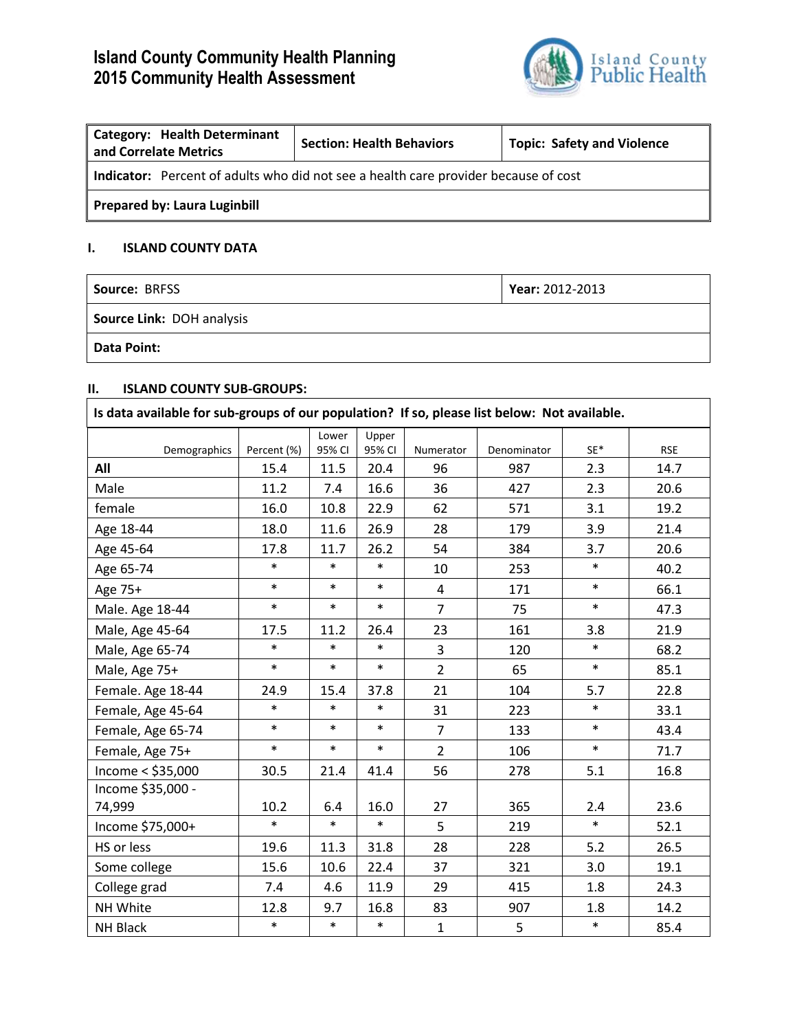# Island County Community Health Planning
# 2015 Community Health Assessment

| Category: Health Determinant and Correlate Metrics | Section: Health Behaviors | Topic: Safety and Violence |
|---|---|---|
| **Indicator:** Percent of adults who did not see a health care provider because of cost | | |
| **Prepared by: Laura Luginbill** | | |

## I. ISLAND COUNTY DATA

| Source: BRFSS | Year: 2012-2013 |
|---|---|
| **Source Link:** DOH analysis | |
| **Data Point:** | |

## II. ISLAND COUNTY SUB-GROUPS:

**Is data available for sub-groups of our population? If so, please list below: Not available.**

| Demographics | Percent (%) | Lower 95% CI | Upper 95% CI | Numerator | Denominator | SE* | RSE |
|---|---|---|---|---|---|---|---|
| **All** | 15.4 | 11.5 | 20.4 | 96 | 987 | 2.3 | 14.7 |
| Male | 11.2 | 7.4 | 16.6 | 36 | 427 | 2.3 | 20.6 |
| female | 16.0 | 10.8 | 22.9 | 62 | 571 | 3.1 | 19.2 |
| Age 18-44 | 18.0 | 11.6 | 26.9 | 28 | 179 | 3.9 | 21.4 |
| Age 45-64 | 17.8 | 11.7 | 26.2 | 54 | 384 | 3.7 | 20.6 |
| Age 65-74 | * | * | * | 10 | 253 | * | 40.2 |
| Age 75+ | * | * | * | 4 | 171 | * | 66.1 |
| Male. Age 18-44 | * | * | * | 7 | 75 | * | 47.3 |
| Male, Age 45-64 | 17.5 | 11.2 | 26.4 | 23 | 161 | 3.8 | 21.9 |
| Male, Age 65-74 | * | * | * | 3 | 120 | * | 68.2 |
| Male, Age 75+ | * | * | * | 2 | 65 | * | 85.1 |
| Female. Age 18-44 | 24.9 | 15.4 | 37.8 | 21 | 104 | 5.7 | 22.8 |
| Female, Age 45-64 | * | * | * | 31 | 223 | * | 33.1 |
| Female, Age 65-74 | * | * | * | 7 | 133 | * | 43.4 |
| Female, Age 75+ | * | * | * | 2 | 106 | * | 71.7 |
| Income < $35,000 | 30.5 | 21.4 | 41.4 | 56 | 278 | 5.1 | 16.8 |
| Income $35,000 - 74,999 | 10.2 | 6.4 | 16.0 | 27 | 365 | 2.4 | 23.6 |
| Income $75,000+ | * | * | * | 5 | 219 | * | 52.1 |
| HS or less | 19.6 | 11.3 | 31.8 | 28 | 228 | 5.2 | 26.5 |
| Some college | 15.6 | 10.6 | 22.4 | 37 | 321 | 3.0 | 19.1 |
| College grad | 7.4 | 4.6 | 11.9 | 29 | 415 | 1.8 | 24.3 |
| NH White | 12.8 | 9.7 | 16.8 | 83 | 907 | 1.8 | 14.2 |
| NH Black | * | * | * | 1 | 5 | * | 85.4 |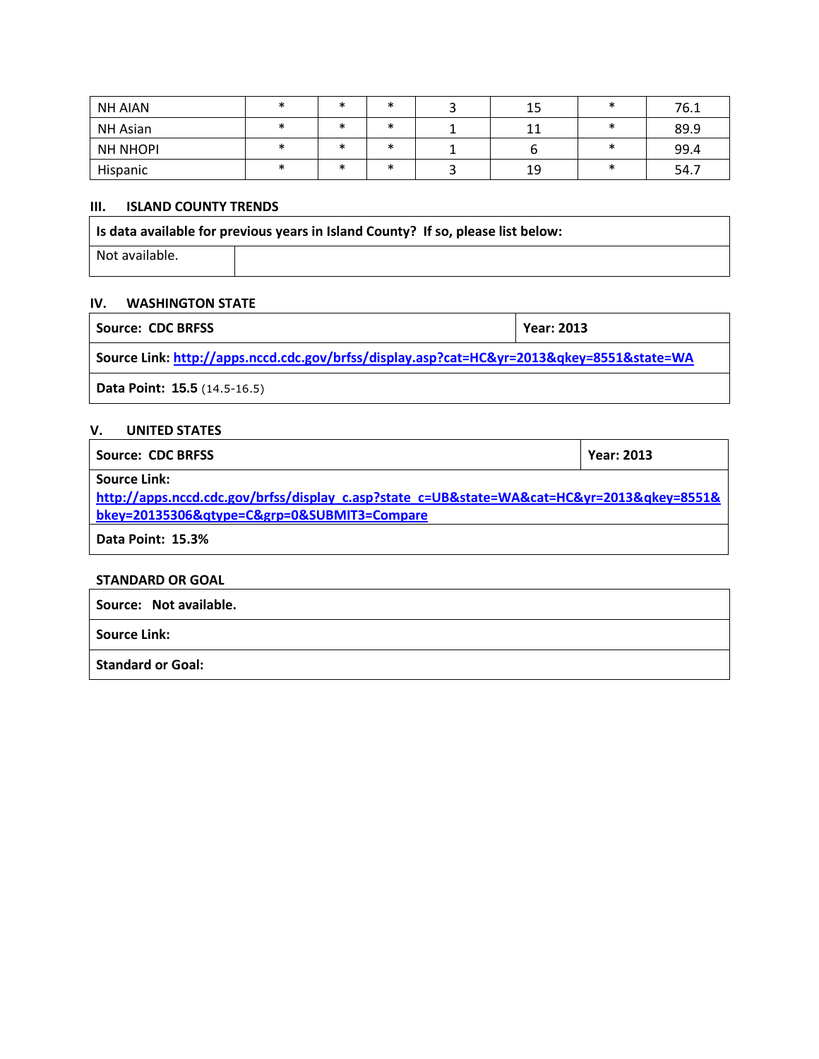| | | | | | | | |
|---|---|---|---|---|---|---|---|
| NH AIAN | * | * | * | 3 | 15 | * | 76.1 |
| NH Asian | * | * | * | 1 | 11 | * | 89.9 |
| NH NHOPI | * | * | * | 1 | 6 | * | 99.4 |
| Hispanic | * | * | * | 3 | 19 | * | 54.7 |

### III. ISLAND COUNTY TRENDS

| **Is data available for previous years in Island County? If so, please list below:** | |
|---|---|
| Not available. | |

### IV. WASHINGTON STATE

| **Source: CDC BRFSS** | **Year: 2013** |
|---|---|
| **Source Link: http://apps.nccd.cdc.gov/brfss/display.asp?cat=HC&yr=2013&qkey=8551&state=WA** | |
| **Data Point: 15.5** (14.5-16.5) | |

### V. UNITED STATES

| **Source: CDC BRFSS** | **Year: 2013** |
|---|---|
| **Source Link: http://apps.nccd.cdc.gov/brfss/display_c.asp?state_c=UB&state=WA&cat=HC&yr=2013&qkey=8551&bkey=20135306&qtype=C&grp=0&SUBMIT3=Compare** | |
| **Data Point: 15.3%** | |

### STANDARD OR GOAL

| |
|---|
| **Source: Not available.** |
| **Source Link:** |
| **Standard or Goal:** |